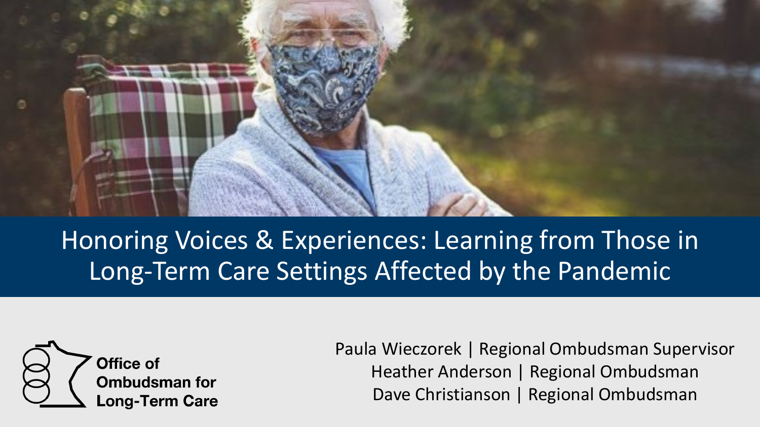# Honoring Voices & Experiences: Learning from Those in Long-Term Care Settings Affected by the Pandemic

**Office of Ombudsman for Long-Term Care**

Paula Wieczorek | Regional Ombudsman Supervisor
Heather Anderson | Regional Ombudsman
Dave Christianson | Regional Ombudsman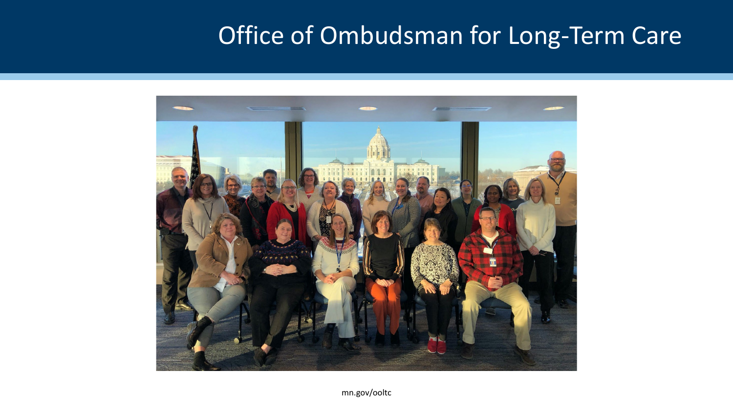# Office of Ombudsman for Long-Term Care

mn.gov/ooltc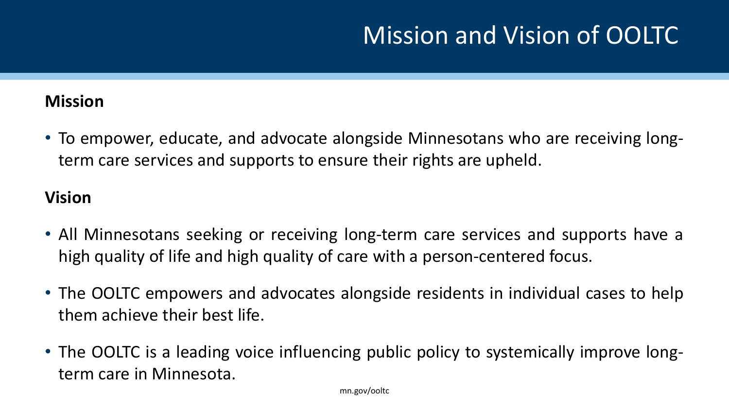# Mission and Vision of OOLTC

**Mission**

- To empower, educate, and advocate alongside Minnesotans who are receiving long-term care services and supports to ensure their rights are upheld.

**Vision**

- All Minnesotans seeking or receiving long-term care services and supports have a high quality of life and high quality of care with a person-centered focus.
- The OOLTC empowers and advocates alongside residents in individual cases to help them achieve their best life.
- The OOLTC is a leading voice influencing public policy to systemically improve long-term care in Minnesota.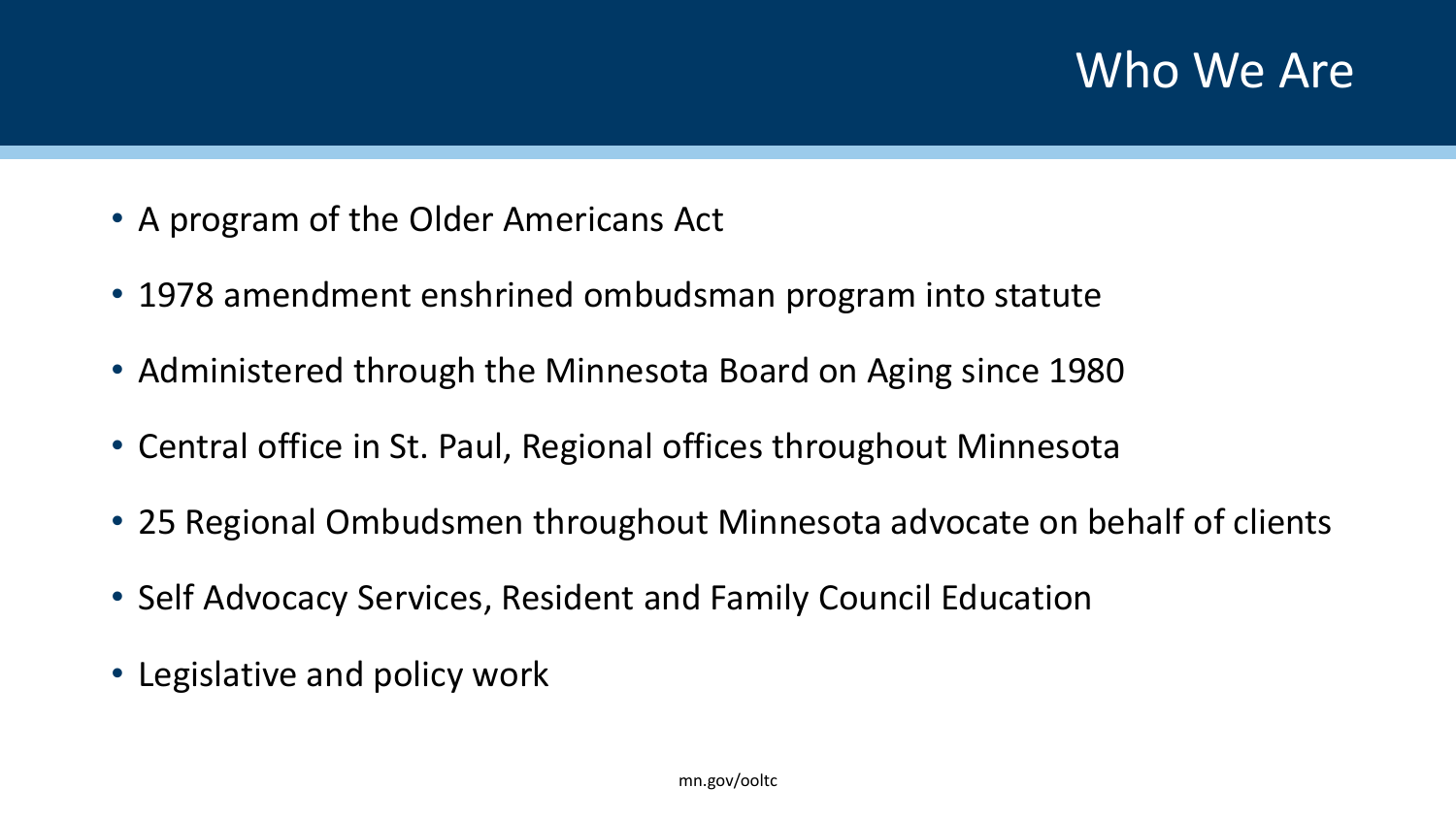# Who We Are

- A program of the Older Americans Act
- 1978 amendment enshrined ombudsman program into statute
- Administered through the Minnesota Board on Aging since 1980
- Central office in St. Paul, Regional offices throughout Minnesota
- 25 Regional Ombudsmen throughout Minnesota advocate on behalf of clients
- Self Advocacy Services, Resident and Family Council Education
- Legislative and policy work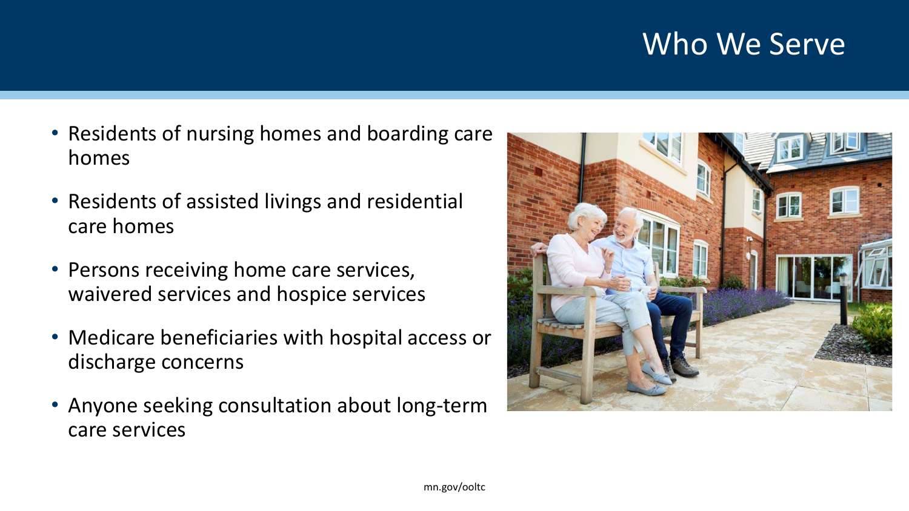# Who We Serve

- Residents of nursing homes and boarding care homes
- Residents of assisted livings and residential care homes
- Persons receiving home care services, waivered services and hospice services
- Medicare beneficiaries with hospital access or discharge concerns
- Anyone seeking consultation about long-term care services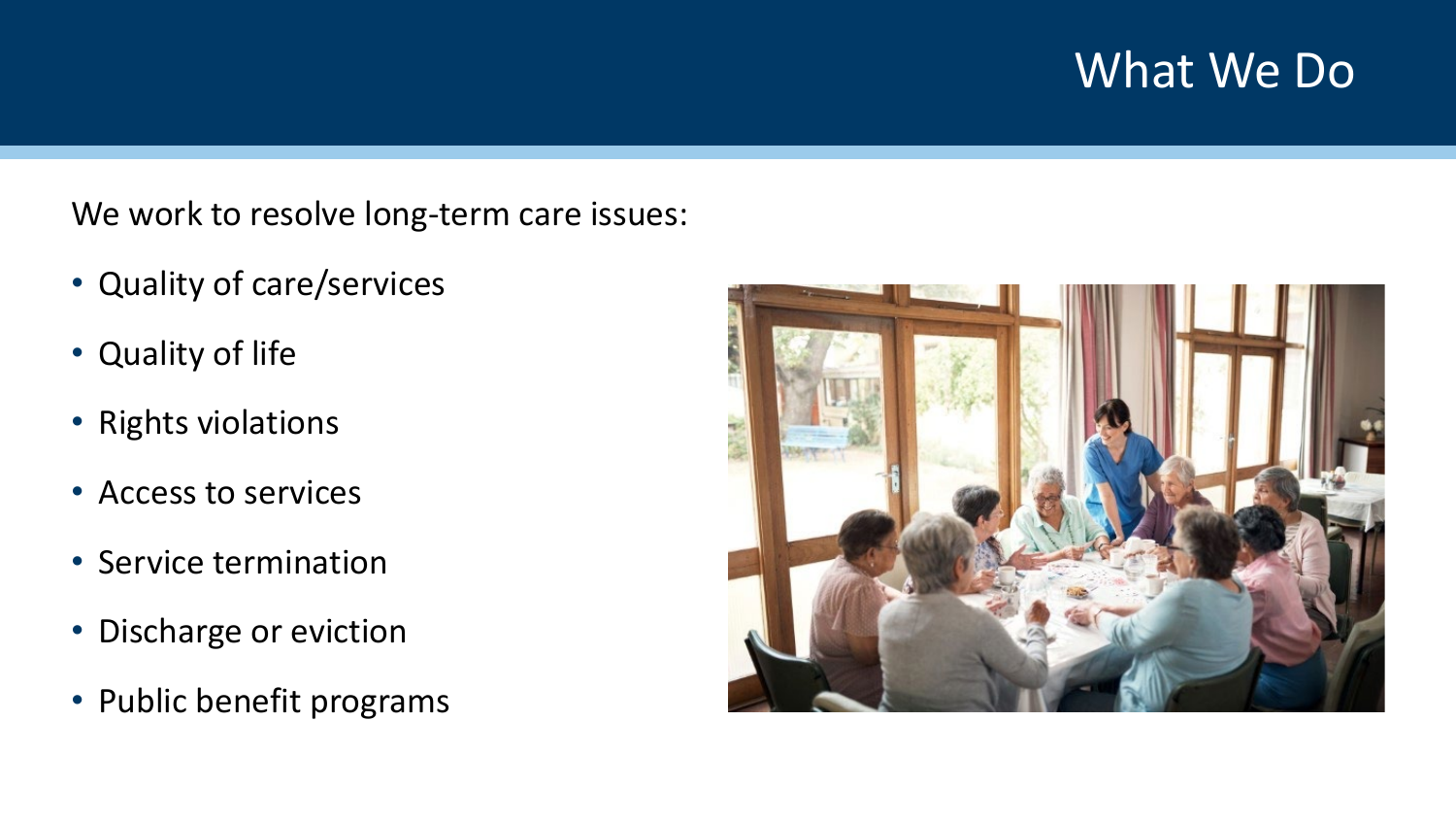# What We Do

We work to resolve long-term care issues:

- Quality of care/services
- Quality of life
- Rights violations
- Access to services
- Service termination
- Discharge or eviction
- Public benefit programs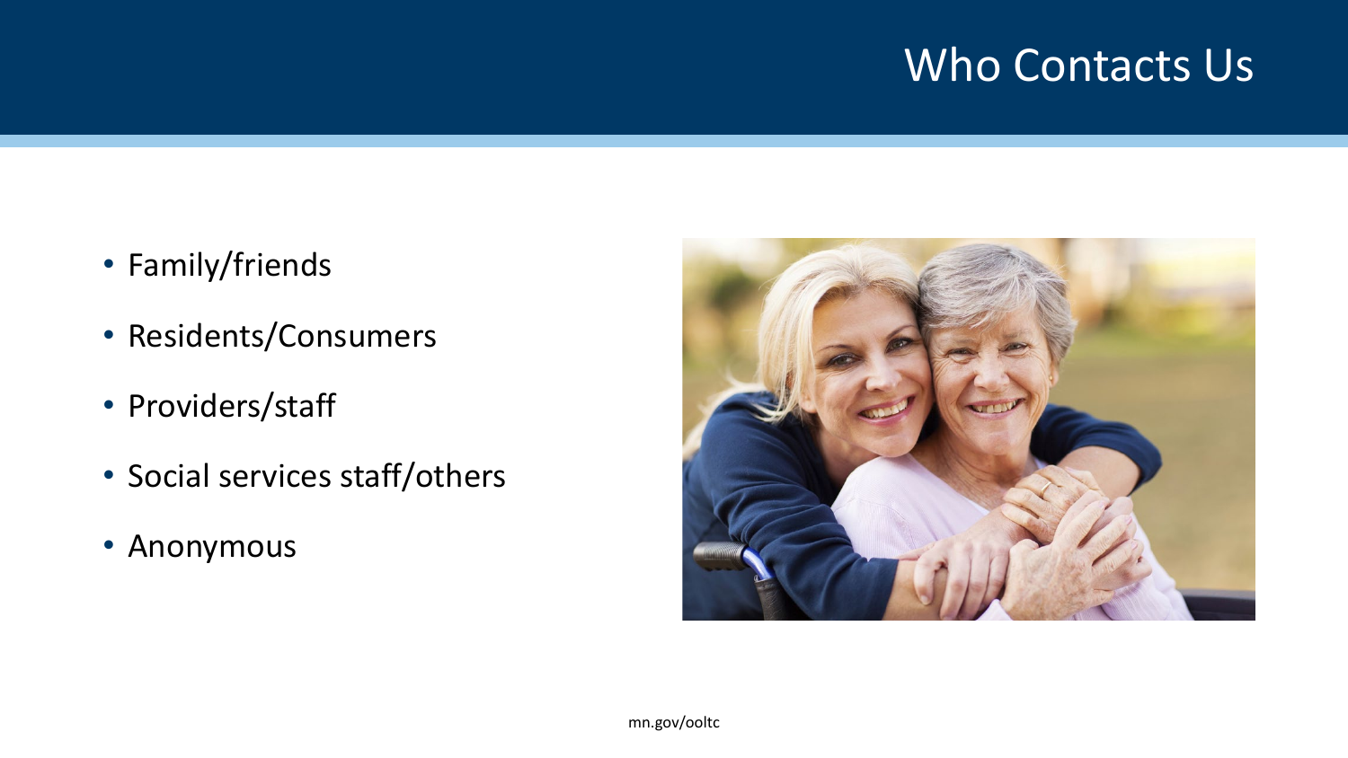# Who Contacts Us

- Family/friends
- Residents/Consumers
- Providers/staff
- Social services staff/others
- Anonymous

mn.gov/ooltc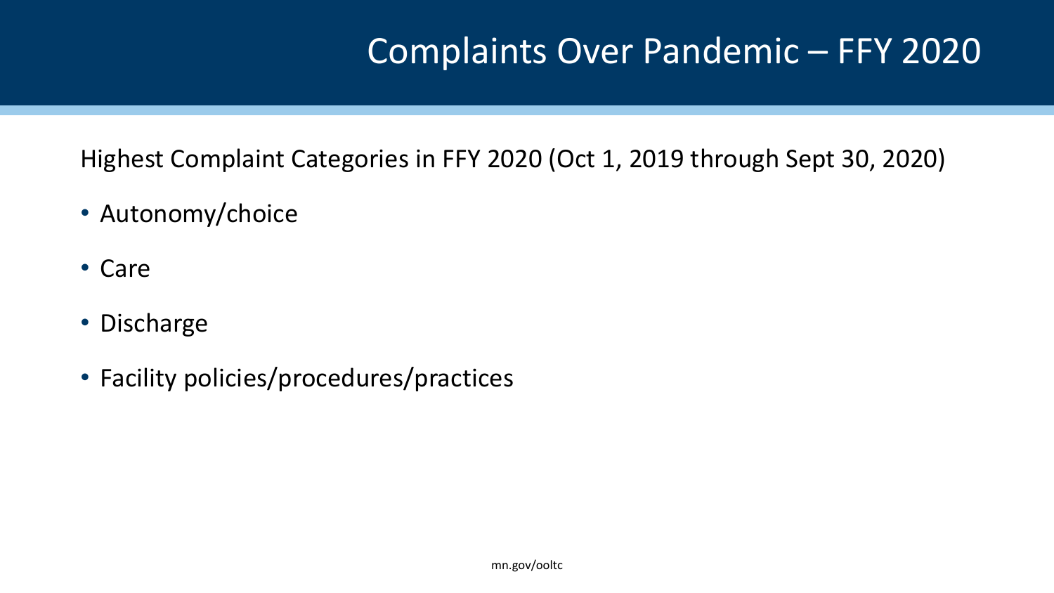# Complaints Over Pandemic – FFY 2020

Highest Complaint Categories in FFY 2020 (Oct 1, 2019 through Sept 30, 2020)

- Autonomy/choice
- Care
- Discharge
- Facility policies/procedures/practices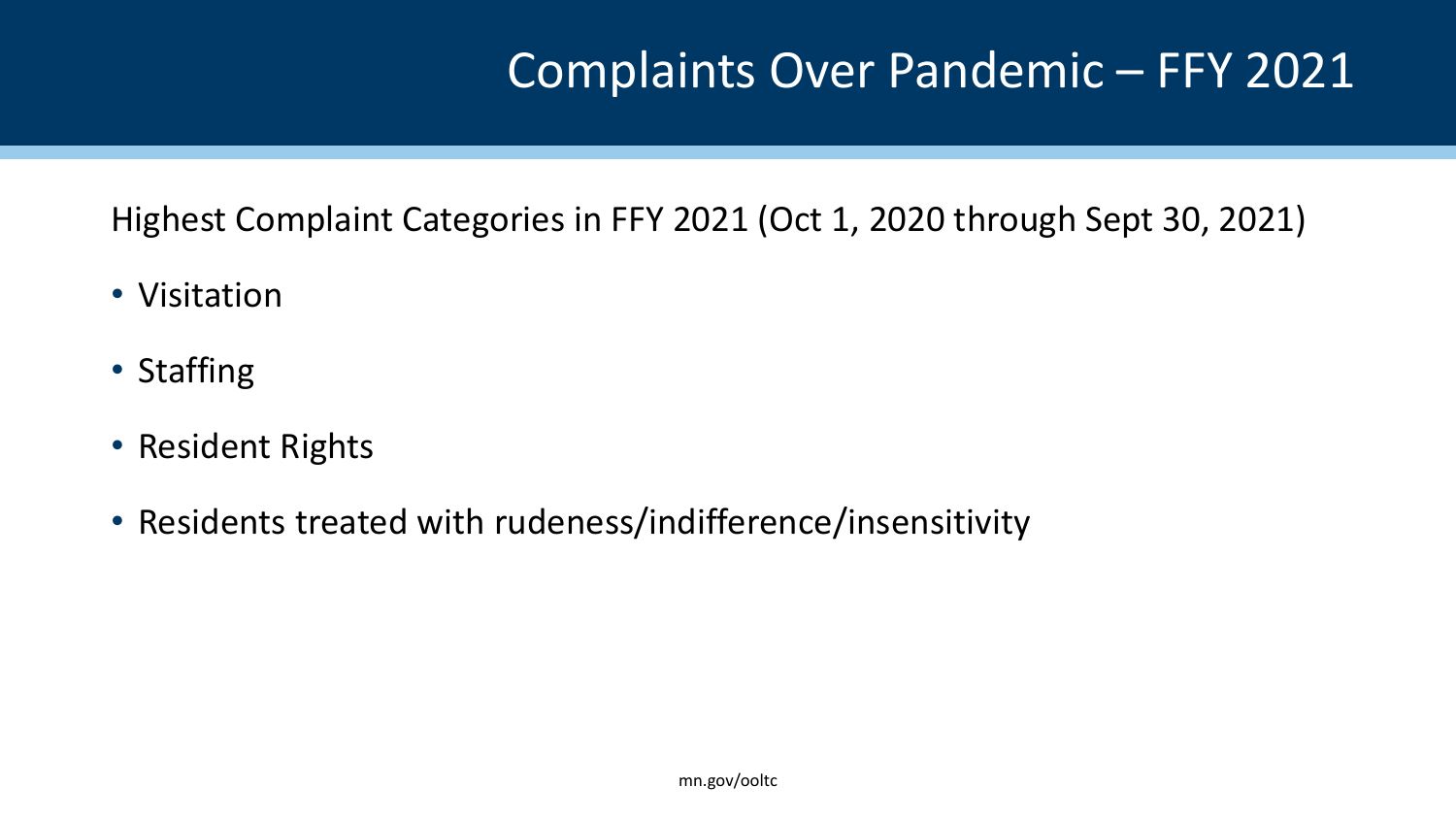# Complaints Over Pandemic – FFY 2021

Highest Complaint Categories in FFY 2021 (Oct 1, 2020 through Sept 30, 2021)

- Visitation
- Staffing
- Resident Rights
- Residents treated with rudeness/indifference/insensitivity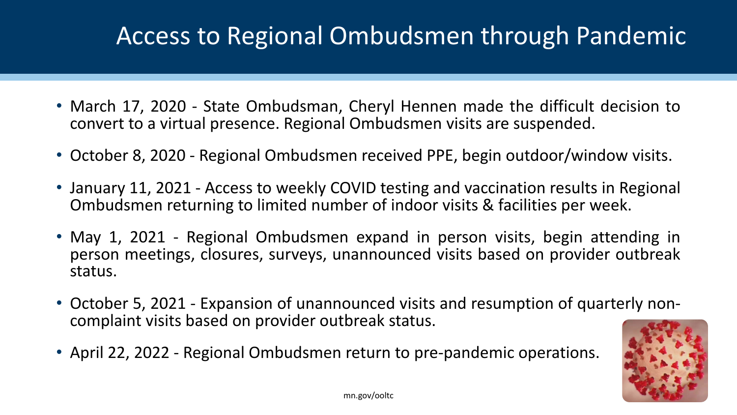# Access to Regional Ombudsmen through Pandemic

- March 17, 2020 - State Ombudsman, Cheryl Hennen made the difficult decision to convert to a virtual presence. Regional Ombudsmen visits are suspended.
- October 8, 2020 - Regional Ombudsmen received PPE, begin outdoor/window visits.
- January 11, 2021 - Access to weekly COVID testing and vaccination results in Regional Ombudsmen returning to limited number of indoor visits & facilities per week.
- May 1, 2021 - Regional Ombudsmen expand in person visits, begin attending in person meetings, closures, surveys, unannounced visits based on provider outbreak status.
- October 5, 2021 - Expansion of unannounced visits and resumption of quarterly non-complaint visits based on provider outbreak status.
- April 22, 2022 - Regional Ombudsmen return to pre-pandemic operations.

mn.gov/ooltc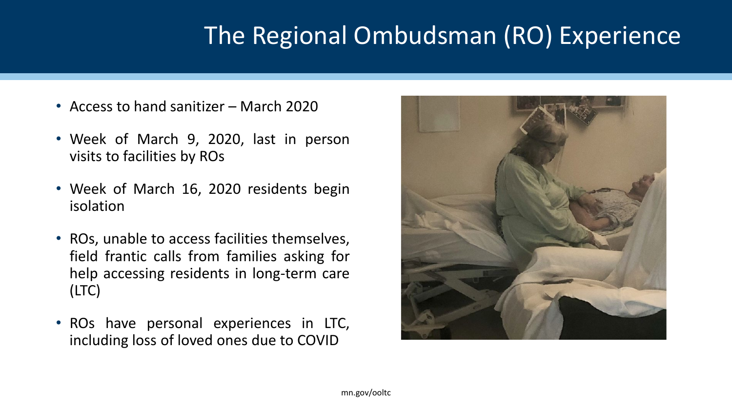# The Regional Ombudsman (RO) Experience

- Access to hand sanitizer – March 2020
- Week of March 9, 2020, last in person visits to facilities by ROs
- Week of March 16, 2020 residents begin isolation
- ROs, unable to access facilities themselves, field frantic calls from families asking for help accessing residents in long-term care (LTC)
- ROs have personal experiences in LTC, including loss of loved ones due to COVID

mn.gov/ooltc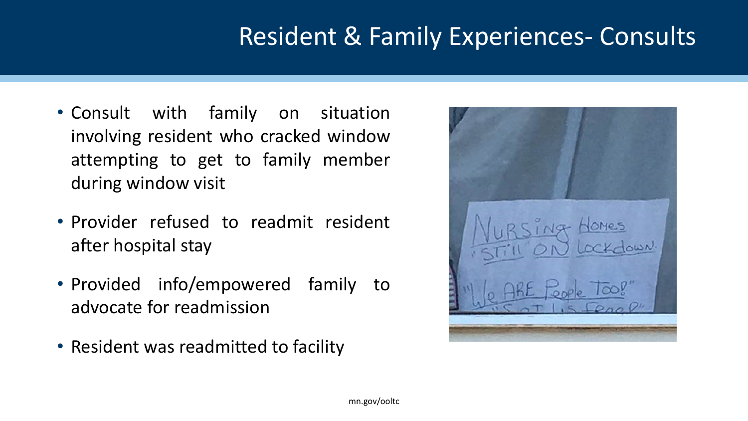# Resident & Family Experiences- Consults

- Consult with family on situation involving resident who cracked window attempting to get to family member during window visit
- Provider refused to readmit resident after hospital stay
- Provided info/empowered family to advocate for readmission
- Resident was readmitted to facility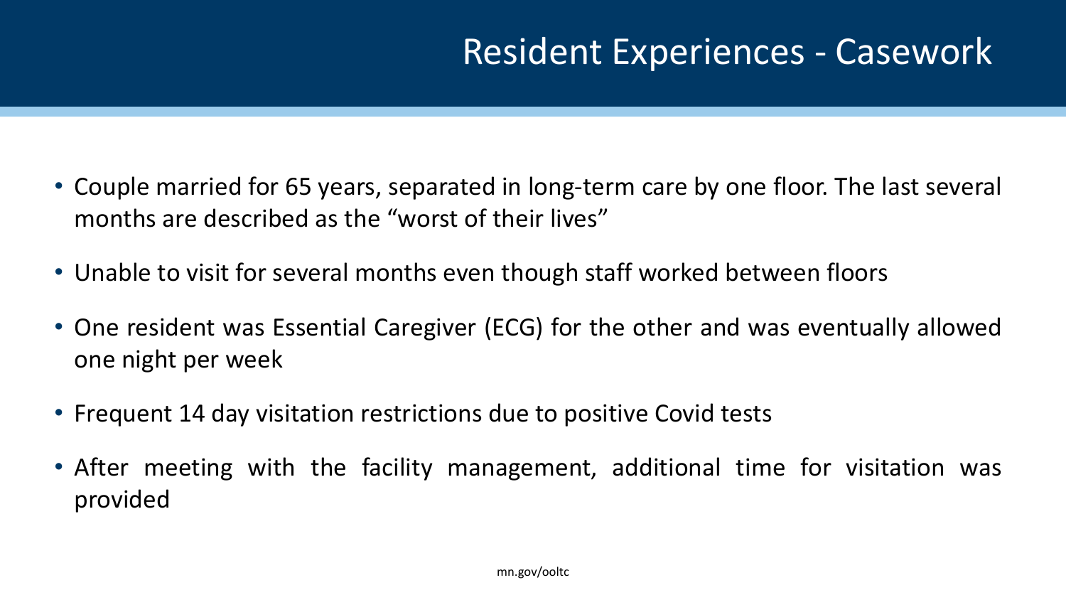# Resident Experiences - Casework

- Couple married for 65 years, separated in long-term care by one floor. The last several months are described as the "worst of their lives"
- Unable to visit for several months even though staff worked between floors
- One resident was Essential Caregiver (ECG) for the other and was eventually allowed one night per week
- Frequent 14 day visitation restrictions due to positive Covid tests
- After meeting with the facility management, additional time for visitation was provided

mn.gov/ooltc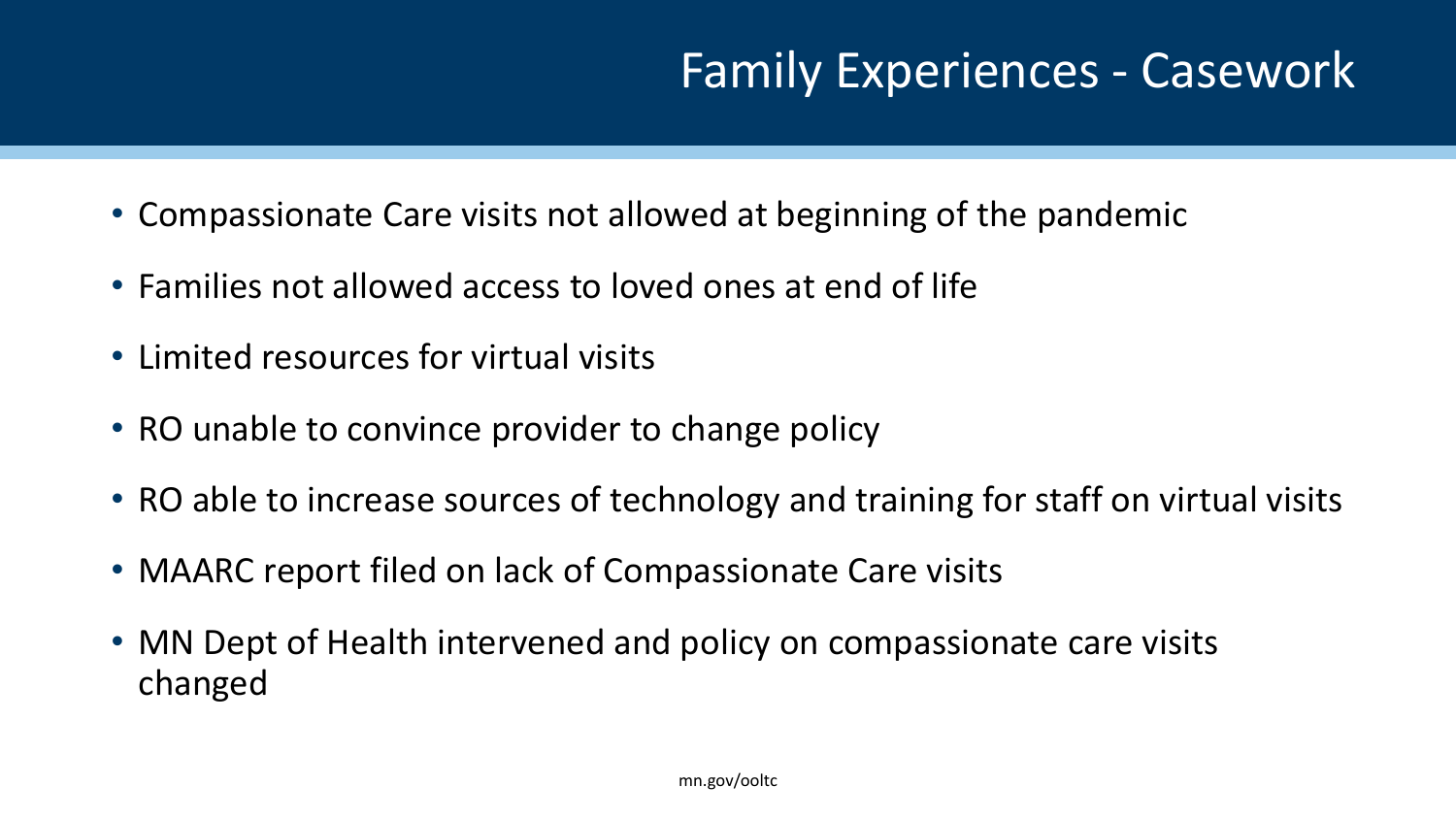# Family Experiences - Casework

- Compassionate Care visits not allowed at beginning of the pandemic
- Families not allowed access to loved ones at end of life
- Limited resources for virtual visits
- RO unable to convince provider to change policy
- RO able to increase sources of technology and training for staff on virtual visits
- MAARC report filed on lack of Compassionate Care visits
- MN Dept of Health intervened and policy on compassionate care visits changed

mn.gov/ooltc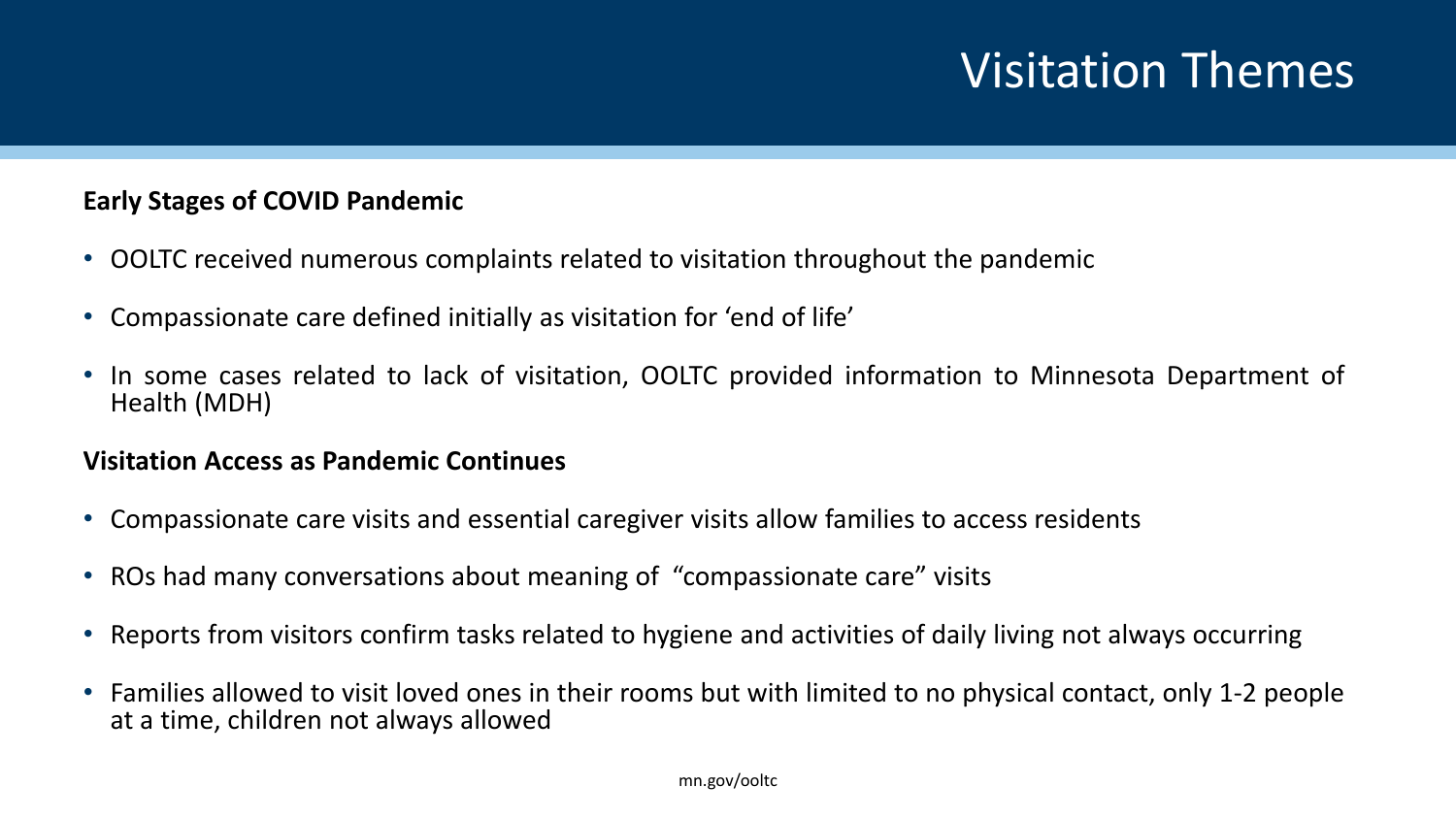# Visitation Themes

**Early Stages of COVID Pandemic**

- OOLTC received numerous complaints related to visitation throughout the pandemic
- Compassionate care defined initially as visitation for 'end of life'
- In some cases related to lack of visitation, OOLTC provided information to Minnesota Department of Health (MDH)

**Visitation Access as Pandemic Continues**

- Compassionate care visits and essential caregiver visits allow families to access residents
- ROs had many conversations about meaning of "compassionate care" visits
- Reports from visitors confirm tasks related to hygiene and activities of daily living not always occurring
- Families allowed to visit loved ones in their rooms but with limited to no physical contact, only 1-2 people at a time, children not always allowed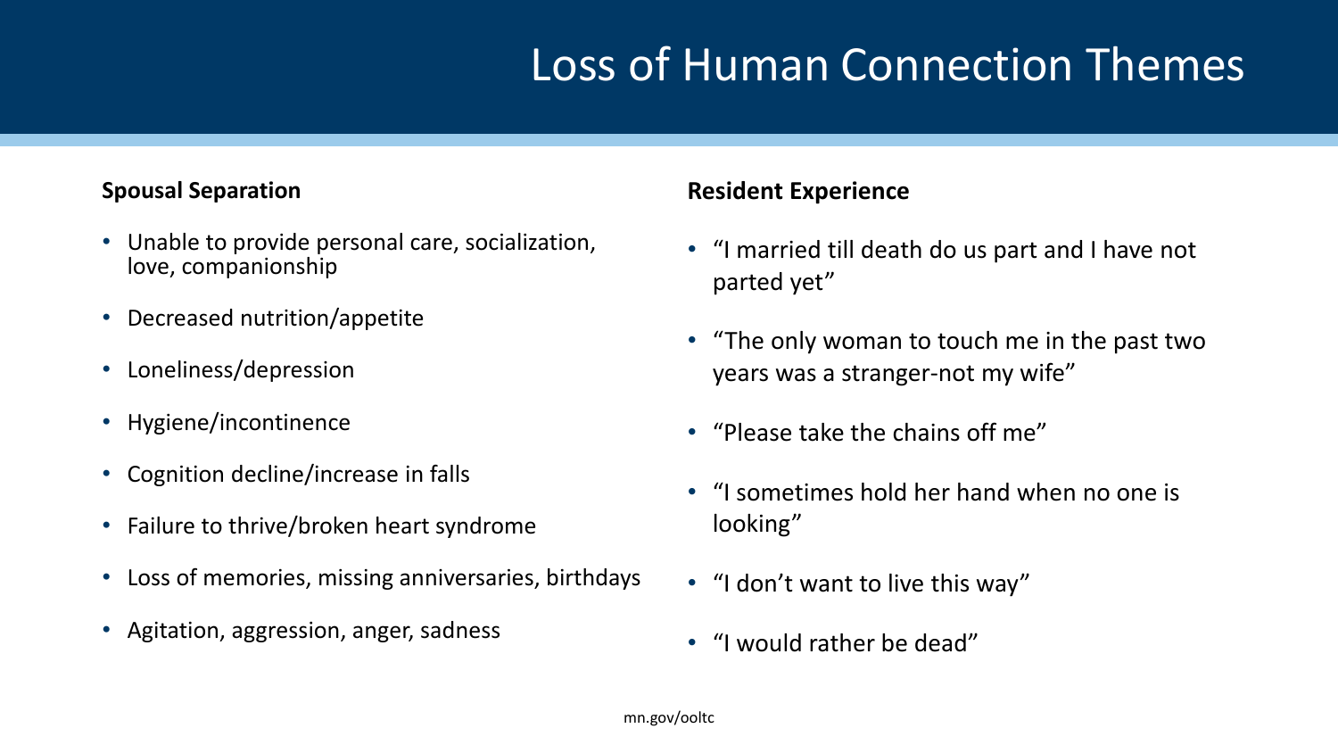# Loss of Human Connection Themes

**Spousal Separation**

- Unable to provide personal care, socialization, love, companionship
- Decreased nutrition/appetite
- Loneliness/depression
- Hygiene/incontinence
- Cognition decline/increase in falls
- Failure to thrive/broken heart syndrome
- Loss of memories, missing anniversaries, birthdays
- Agitation, aggression, anger, sadness

**Resident Experience**

- "I married till death do us part and I have not parted yet"
- "The only woman to touch me in the past two years was a stranger-not my wife"
- "Please take the chains off me"
- "I sometimes hold her hand when no one is looking"
- "I don't want to live this way"
- "I would rather be dead"

mn.gov/ooltc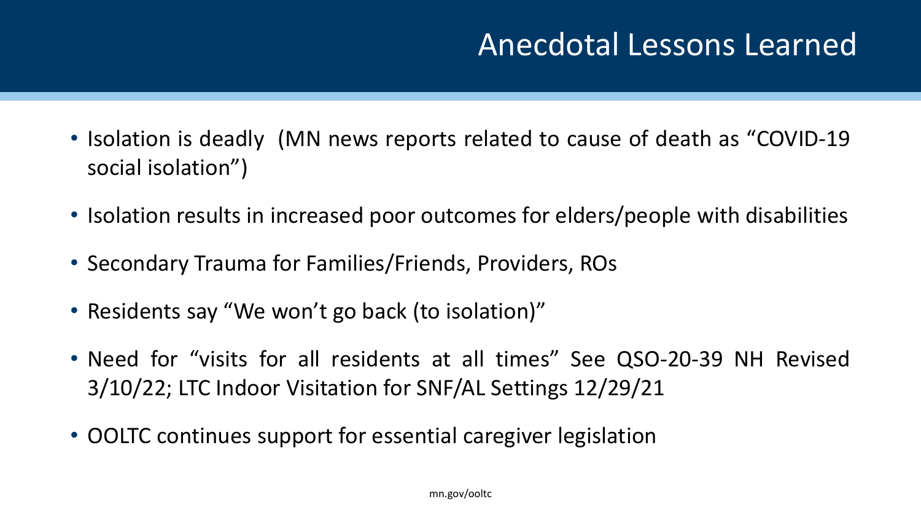# Anecdotal Lessons Learned

- Isolation is deadly (MN news reports related to cause of death as "COVID-19 social isolation")
- Isolation results in increased poor outcomes for elders/people with disabilities
- Secondary Trauma for Families/Friends, Providers, ROs
- Residents say "We won't go back (to isolation)"
- Need for "visits for all residents at all times" See QSO-20-39 NH Revised 3/10/22; LTC Indoor Visitation for SNF/AL Settings 12/29/21
- OOLTC continues support for essential caregiver legislation

mn.gov/ooltc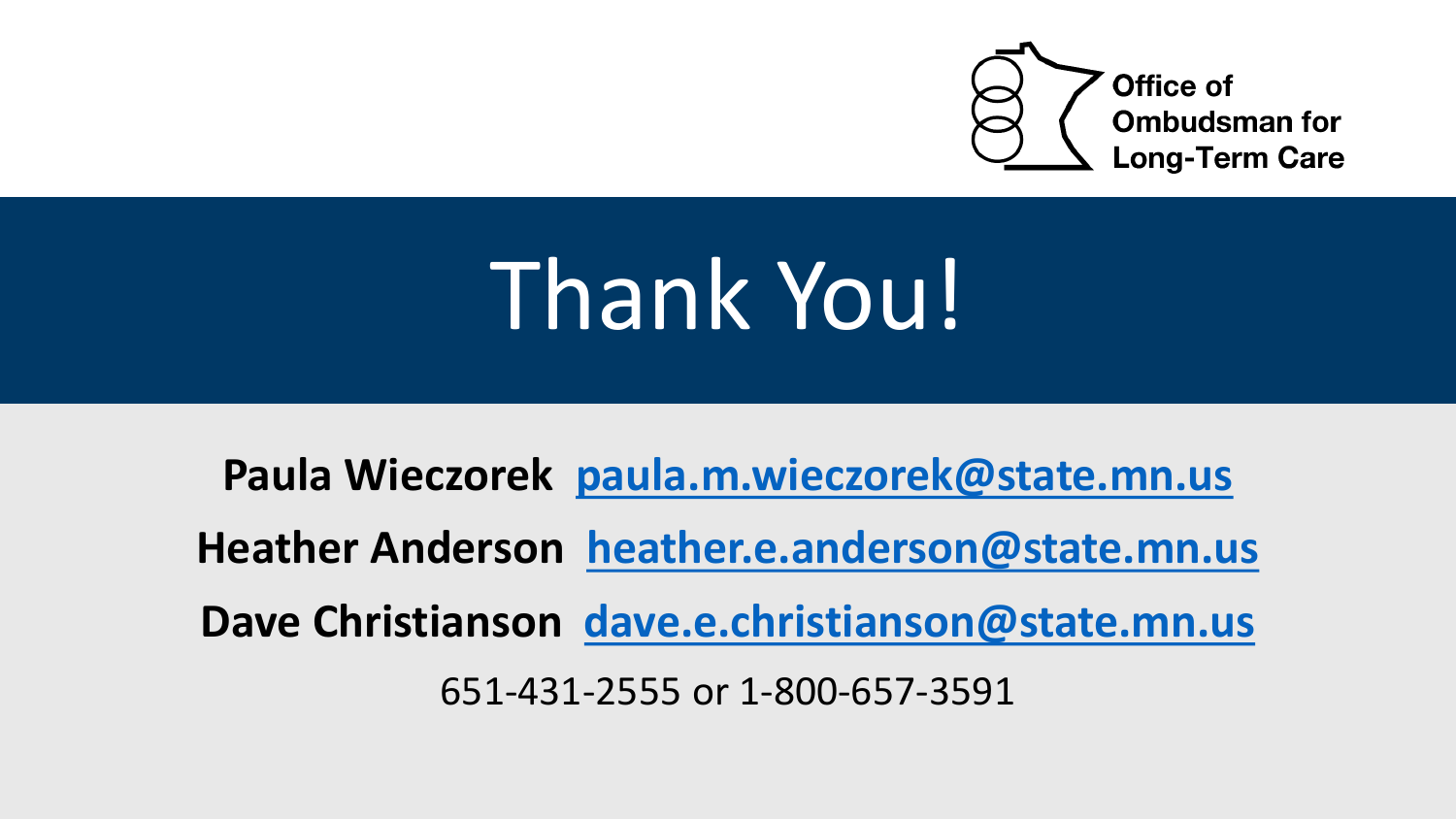Office of Ombudsman for Long-Term Care

# Thank You!

**Paula Wieczorek** [paula.m.wieczorek@state.mn.us](mailto:paula.m.wieczorek@state.mn.us)

**Heather Anderson** [heather.e.anderson@state.mn.us](mailto:heather.e.anderson@state.mn.us)

**Dave Christianson** [dave.e.christianson@state.mn.us](mailto:dave.e.christianson@state.mn.us)

651-431-2555 or 1-800-657-3591